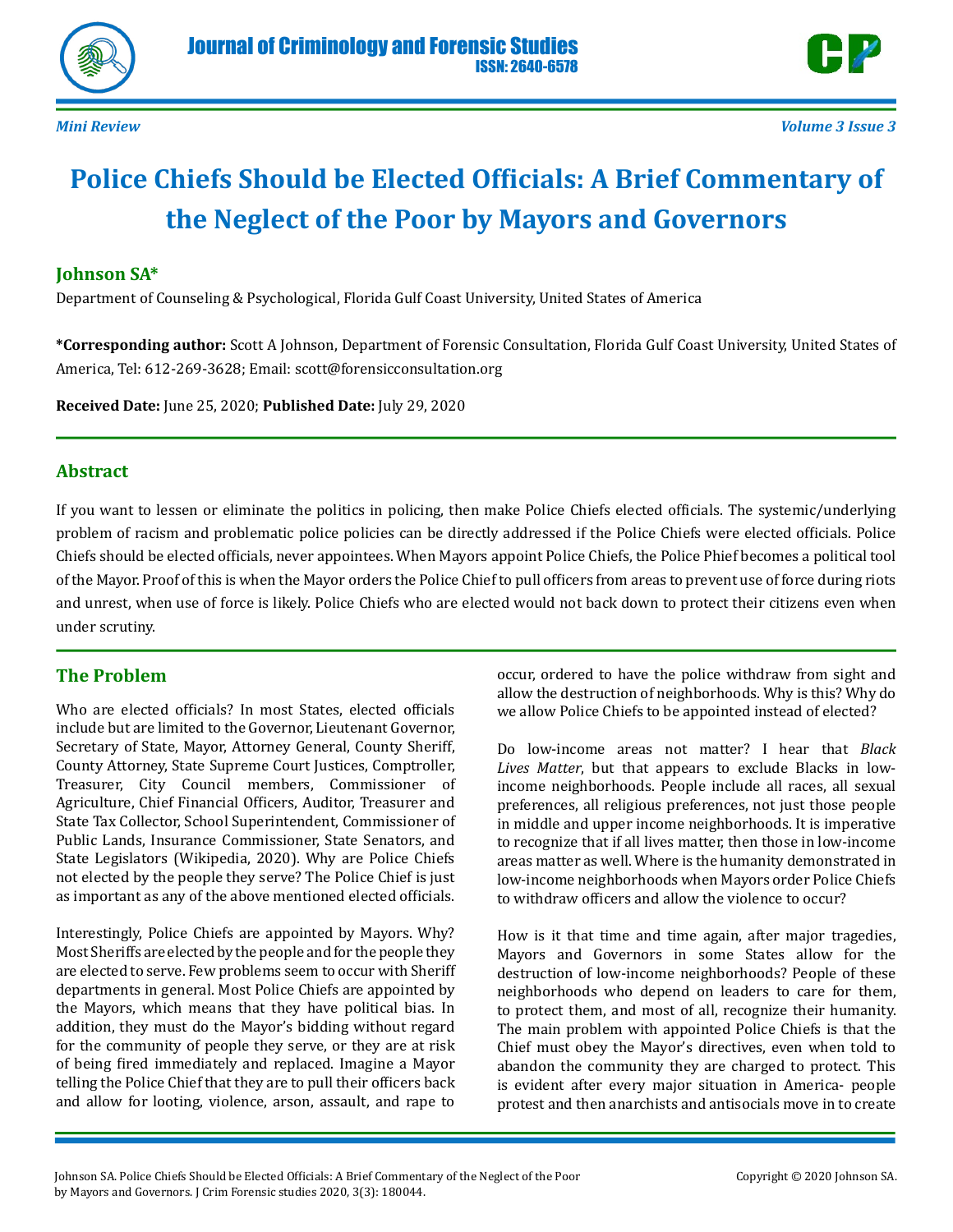Mini Review

# Police Chiefs Should be Elected Officials: A Brief Commentary of the Neglect of the Poor by Mayors and Governors

**Johnson SA***

Department of Counseling & Psychological, Florida Gulf Coast University, United States of America

**\*Corresponding author:** Scott A Johnson, Department of Forensic Consultation, Florida Gulf Coast University, United States of America, Tel: 612-269-3628; Email: scott@forensicconsultation.org

**Received Date:** June 25, 2020; **Published Date:** July 29, 2020

## Abstract

If you want to lessen or eliminate the politics in policing, then make Police Chiefs elected officials. The systemic/underlying problem of racism and problematic police policies can be directly addressed if the Police Chiefs were elected officials. Police Chiefs should be elected officials, never appointees. When Mayors appoint Police Chiefs, the Police Phief becomes a political tool of the Mayor. Proof of this is when the Mayor orders the Police Chief to pull officers from areas to prevent use of force during riots and unrest, when use of force is likely. Police Chiefs who are elected would not back down to protect their citizens even when under scrutiny.

## The Problem

Who are elected officials? In most States, elected officials include but are limited to the Governor, Lieutenant Governor, Secretary of State, Mayor, Attorney General, County Sheriff, County Attorney, State Supreme Court Justices, Comptroller, Treasurer, City Council members, Commissioner of Agriculture, Chief Financial Officers, Auditor, Treasurer and State Tax Collector, School Superintendent, Commissioner of Public Lands, Insurance Commissioner, State Senators, and State Legislators (Wikipedia, 2020). Why are Police Chiefs not elected by the people they serve? The Police Chief is just as important as any of the above mentioned elected officials.

Interestingly, Police Chiefs are appointed by Mayors. Why? Most Sheriffs are elected by the people and for the people they are elected to serve. Few problems seem to occur with Sheriff departments in general. Most Police Chiefs are appointed by the Mayors, which means that they have political bias. In addition, they must do the Mayor's bidding without regard for the community of people they serve, or they are at risk of being fired immediately and replaced. Imagine a Mayor telling the Police Chief that they are to pull their officers back and allow for looting, violence, arson, assault, and rape to occur, ordered to have the police withdraw from sight and allow the destruction of neighborhoods. Why is this? Why do we allow Police Chiefs to be appointed instead of elected?

Do low-income areas not matter? I hear that *Black Lives Matter*, but that appears to exclude Blacks in low-income neighborhoods. People include all races, all sexual preferences, all religious preferences, not just those people in middle and upper income neighborhoods. It is imperative to recognize that if all lives matter, then those in low-income areas matter as well. Where is the humanity demonstrated in low-income neighborhoods when Mayors order Police Chiefs to withdraw officers and allow the violence to occur?

How is it that time and time again, after major tragedies, Mayors and Governors in some States allow for the destruction of low-income neighborhoods? People of these neighborhoods who depend on leaders to care for them, to protect them, and most of all, recognize their humanity. The main problem with appointed Police Chiefs is that the Chief must obey the Mayor's directives, even when told to abandon the community they are charged to protect. This is evident after every major situation in America- people protest and then anarchists and antisocials move in to create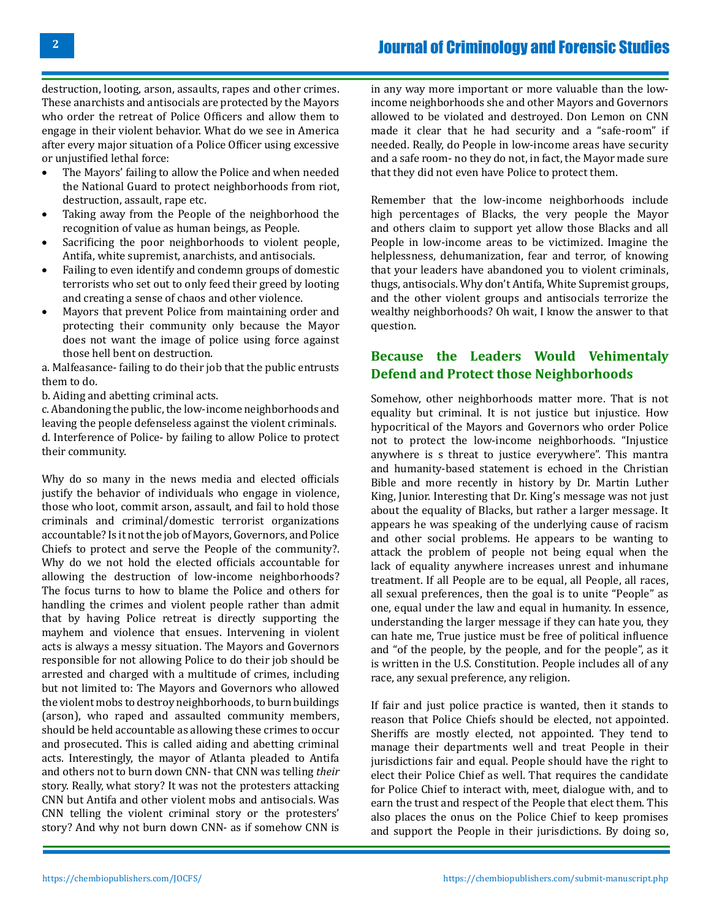destruction, looting, arson, assaults, rapes and other crimes. These anarchists and antisocials are protected by the Mayors who order the retreat of Police Officers and allow them to engage in their violent behavior. What do we see in America after every major situation of a Police Officer using excessive or unjustified lethal force:

- The Mayors' failing to allow the Police and when needed the National Guard to protect neighborhoods from riot, destruction, assault, rape etc.
- Taking away from the People of the neighborhood the recognition of value as human beings, as People.
- Sacrificing the poor neighborhoods to violent people, Antifa, white supremist, anarchists, and antisocials.
- Failing to even identify and condemn groups of domestic terrorists who set out to only feed their greed by looting and creating a sense of chaos and other violence.
- Mayors that prevent Police from maintaining order and protecting their community only because the Mayor does not want the image of police using force against those hell bent on destruction.

a. Malfeasance- failing to do their job that the public entrusts them to do.

b. Aiding and abetting criminal acts.

c. Abandoning the public, the low-income neighborhoods and leaving the people defenseless against the violent criminals.

d. Interference of Police- by failing to allow Police to protect their community.

Why do so many in the news media and elected officials justify the behavior of individuals who engage in violence, those who loot, commit arson, assault, and fail to hold those criminals and criminal/domestic terrorist organizations accountable? Is it not the job of Mayors, Governors, and Police Chiefs to protect and serve the People of the community?. Why do we not hold the elected officials accountable for allowing the destruction of low-income neighborhoods? The focus turns to how to blame the Police and others for handling the crimes and violent people rather than admit that by having Police retreat is directly supporting the mayhem and violence that ensues. Intervening in violent acts is always a messy situation. The Mayors and Governors responsible for not allowing Police to do their job should be arrested and charged with a multitude of crimes, including but not limited to: The Mayors and Governors who allowed the violent mobs to destroy neighborhoods, to burn buildings (arson), who raped and assaulted community members, should be held accountable as allowing these crimes to occur and prosecuted. This is called aiding and abetting criminal acts. Interestingly, the mayor of Atlanta pleaded to Antifa and others not to burn down CNN- that CNN was telling *their* story. Really, what story? It was not the protesters attacking CNN but Antifa and other violent mobs and antisocials. Was CNN telling the violent criminal story or the protesters' story? And why not burn down CNN- as if somehow CNN is in any way more important or more valuable than the low-income neighborhoods she and other Mayors and Governors allowed to be violated and destroyed. Don Lemon on CNN made it clear that he had security and a "safe-room" if needed. Really, do People in low-income areas have security and a safe room- no they do not, in fact, the Mayor made sure that they did not even have Police to protect them.

Remember that the low-income neighborhoods include high percentages of Blacks, the very people the Mayor and others claim to support yet allow those Blacks and all People in low-income areas to be victimized. Imagine the helplessness, dehumanization, fear and terror, of knowing that your leaders have abandoned you to violent criminals, thugs, antisocials. Why don't Antifa, White Supremist groups, and the other violent groups and antisocials terrorize the wealthy neighborhoods? Oh wait, I know the answer to that question.

## Because the Leaders Would Vehimentaly Defend and Protect those Neighborhoods

Somehow, other neighborhoods matter more. That is not equality but criminal. It is not justice but injustice. How hypocritical of the Mayors and Governors who order Police not to protect the low-income neighborhoods. "Injustice anywhere is s threat to justice everywhere". This mantra and humanity-based statement is echoed in the Christian Bible and more recently in history by Dr. Martin Luther King, Junior. Interesting that Dr. King's message was not just about the equality of Blacks, but rather a larger message. It appears he was speaking of the underlying cause of racism and other social problems. He appears to be wanting to attack the problem of people not being equal when the lack of equality anywhere increases unrest and inhumane treatment. If all People are to be equal, all People, all races, all sexual preferences, then the goal is to unite "People" as one, equal under the law and equal in humanity. In essence, understanding the larger message if they can hate you, they can hate me, True justice must be free of political influence and "of the people, by the people, and for the people", as it is written in the U.S. Constitution. People includes all of any race, any sexual preference, any religion.

If fair and just police practice is wanted, then it stands to reason that Police Chiefs should be elected, not appointed. Sheriffs are mostly elected, not appointed. They tend to manage their departments well and treat People in their jurisdictions fair and equal. People should have the right to elect their Police Chief as well. That requires the candidate for Police Chief to interact with, meet, dialogue with, and to earn the trust and respect of the People that elect them. This also places the onus on the Police Chief to keep promises and support the People in their jurisdictions. By doing so,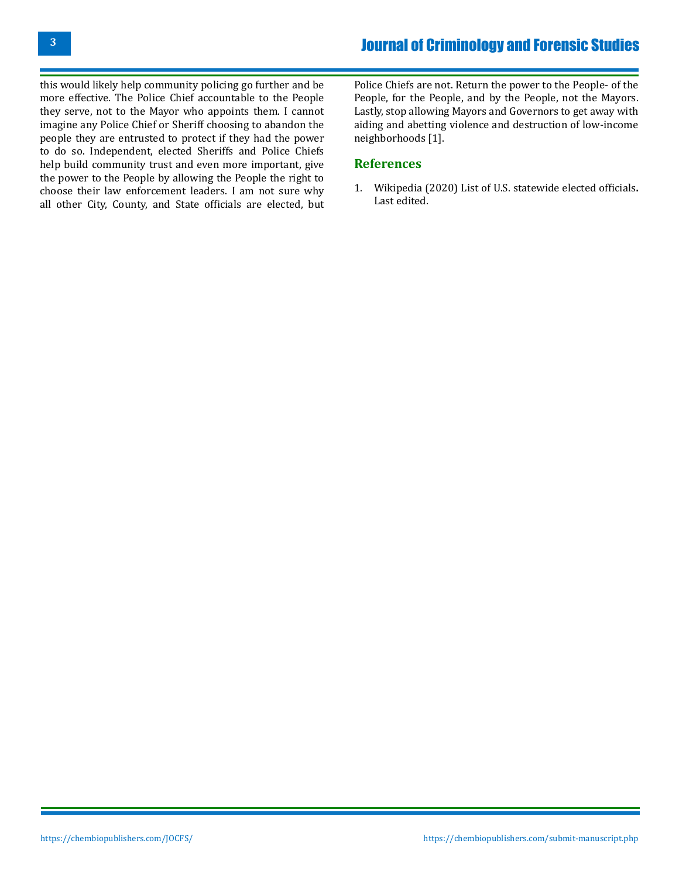this would likely help community policing go further and be more effective. The Police Chief accountable to the People they serve, not to the Mayor who appoints them. I cannot imagine any Police Chief or Sheriff choosing to abandon the people they are entrusted to protect if they had the power to do so. Independent, elected Sheriffs and Police Chiefs help build community trust and even more important, give the power to the People by allowing the People the right to choose their law enforcement leaders. I am not sure why all other City, County, and State officials are elected, but Police Chiefs are not. Return the power to the People- of the People, for the People, and by the People, not the Mayors. Lastly, stop allowing Mayors and Governors to get away with aiding and abetting violence and destruction of low-income neighborhoods [1].

## References

1. Wikipedia (2020) List of U.S. statewide elected officials**.** Last edited.